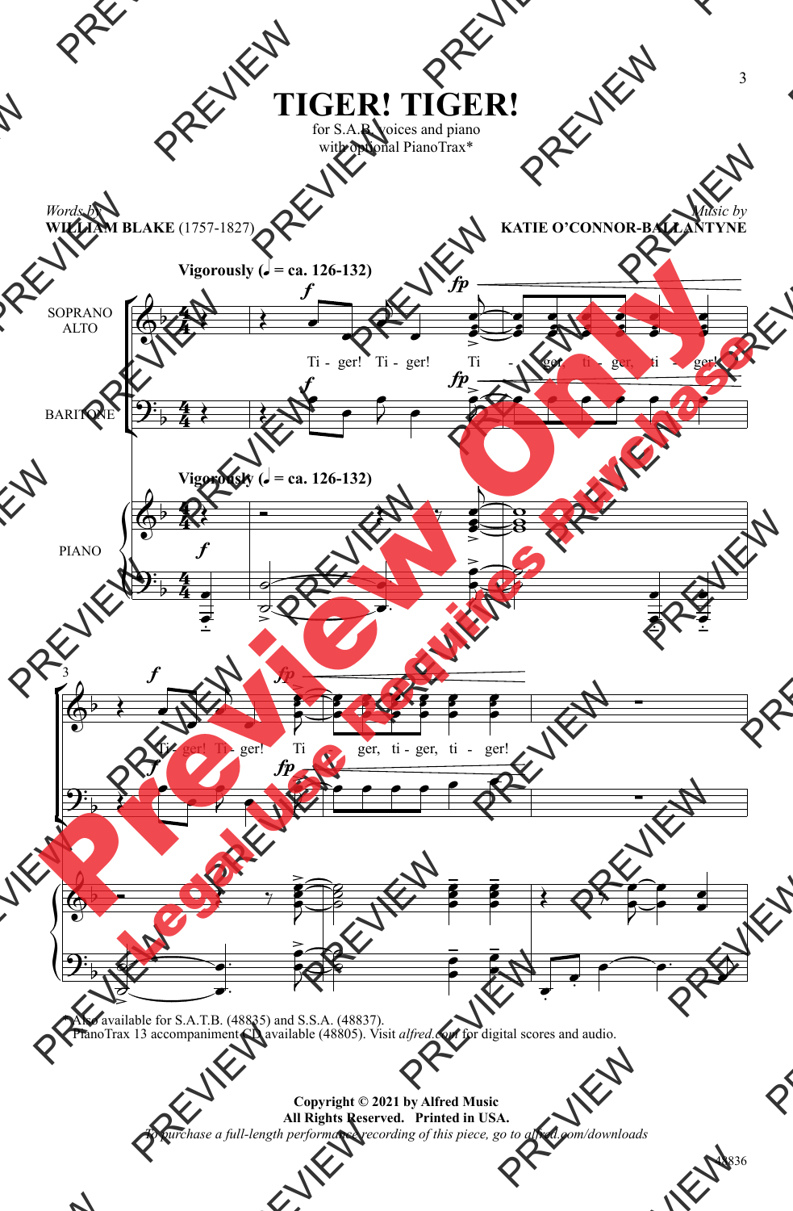# TIGER! TIGER!

for S.A.B. voices and piano
with optional PianoTrax*

*Words by*
**WILLIAM BLAKE** (1757-1827)

*Music by*
**KATIE O'CONNOR-BALLANTYNE**

**Vigorously** (♩ = ca. 126-132)

SOPRANO ALTO

BARITONE

PIANO

Ti - ger! Ti - ger! Ti - ger, ti - ger, ti - ger!

Ti - ger! Ti - ger! Ti - ger, ti - ger, ti - ger!

*Also available for S.A.T.B. (48835) and S.S.A. (48837).
PianoTrax 13 accompaniment CD available (48805). Visit *alfred.com* for digital scores and audio.

**Copyright © 2021 by Alfred Music**
**All Rights Reserved. Printed in USA.**
*To purchase a full-length performance recording of this piece, go to alfred.com/downloads*

48836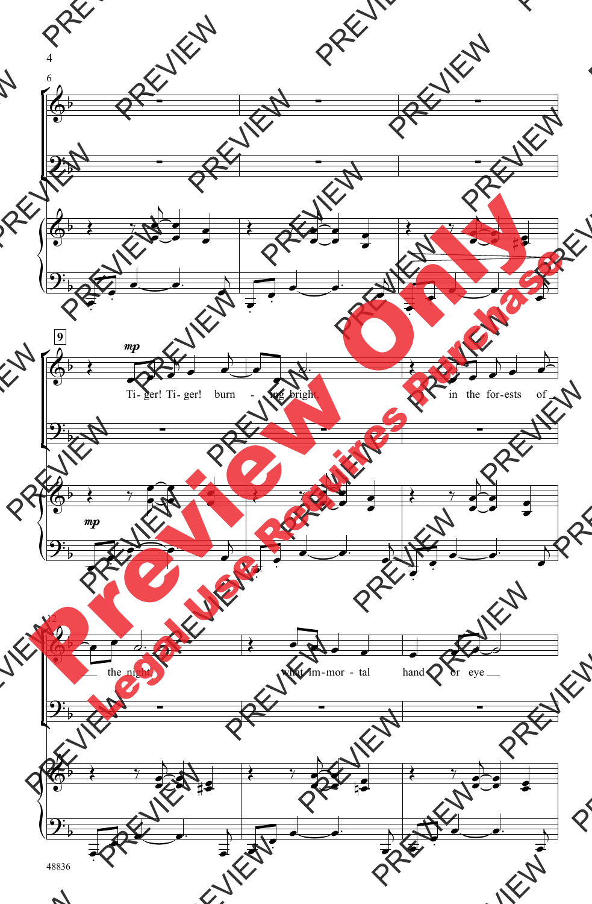Ti-ger! Ti-ger! burn - ing bright in the for-ests of the night, what im-mor - tal hand or eye

Preview Only

Legal Use Requires Purchase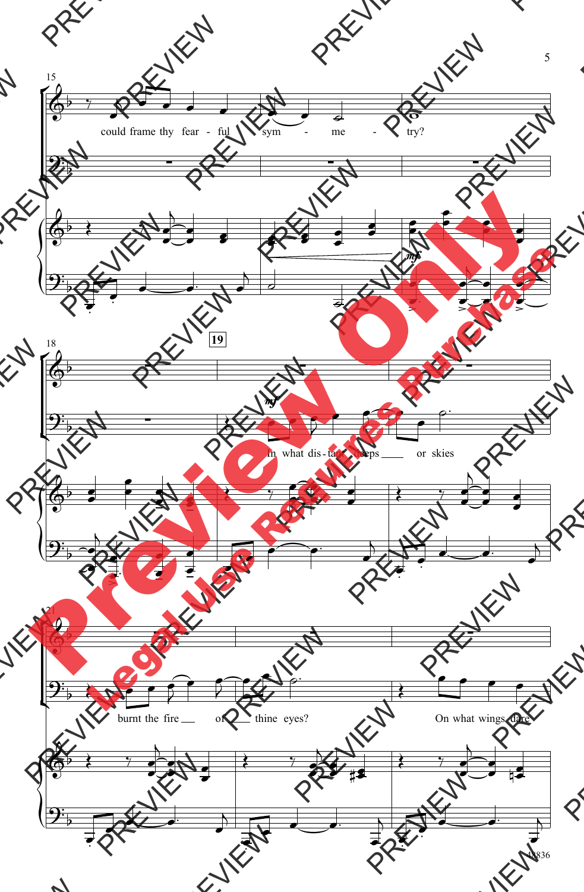15

could frame thy fear - ful sym - me - try?

18

19

*mf*

In what dis - tant deeps or skies

21

burnt the fire of thine eyes? On what wings dare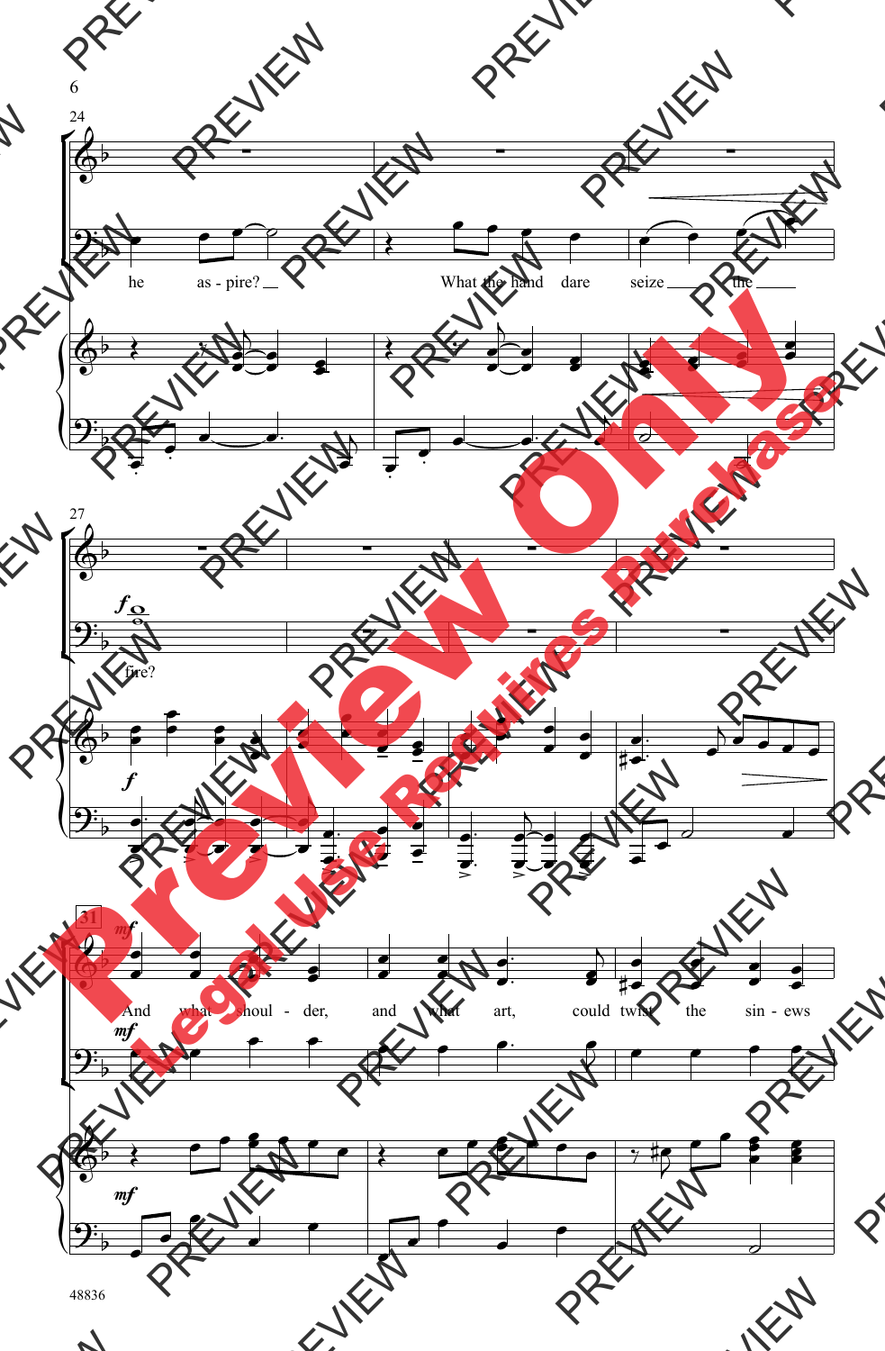he as - pire? What the hand dare seize the fire?

And what shoul - der, and what art, could twist the sin - ews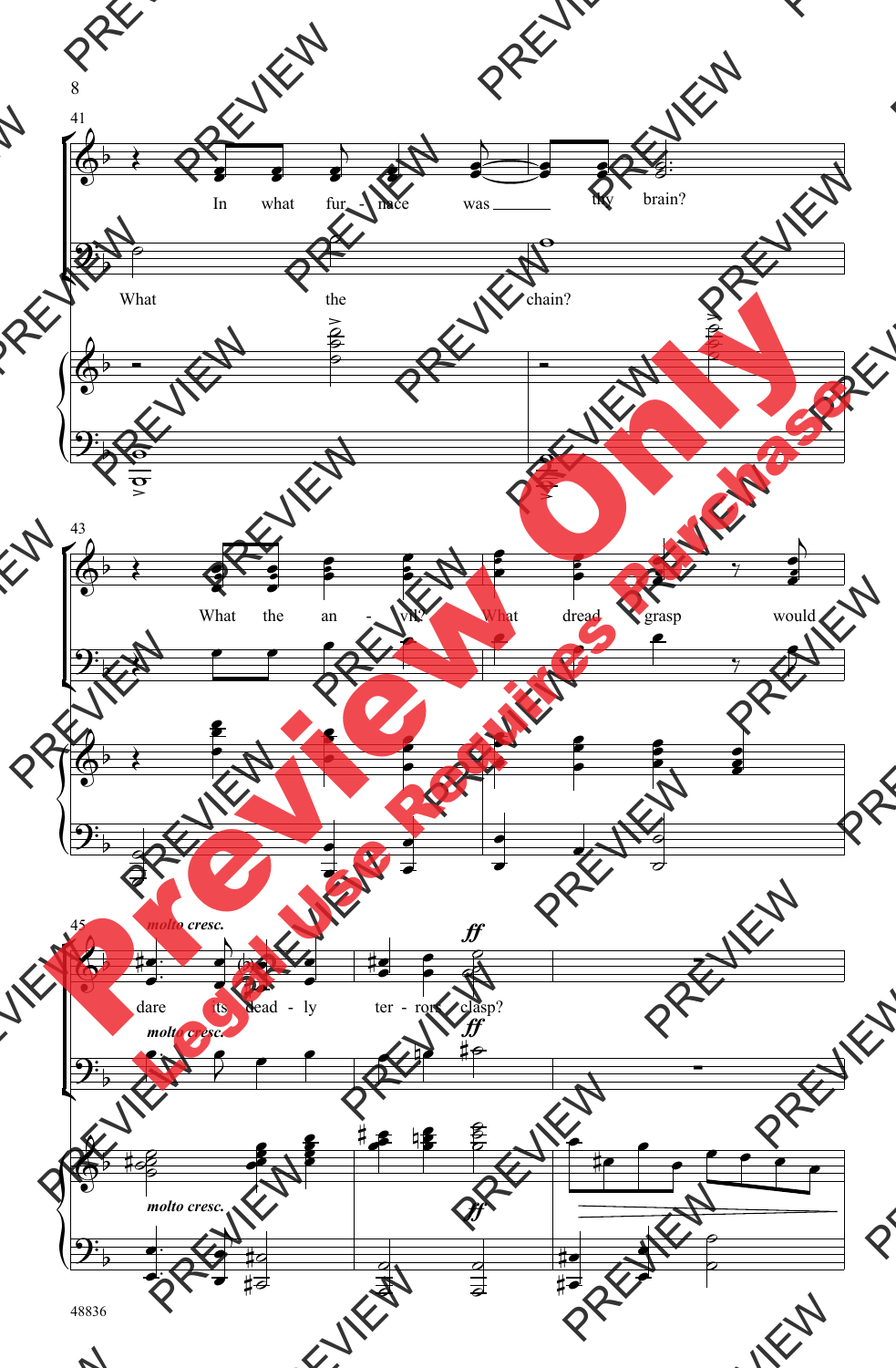41

In what fur - nace was ___ thy brain?

What the chain?

43

What the an - vil? What dread grasp would

45

*molto cresc.*

dare its dead - ly ter - ror clasp?

*ff*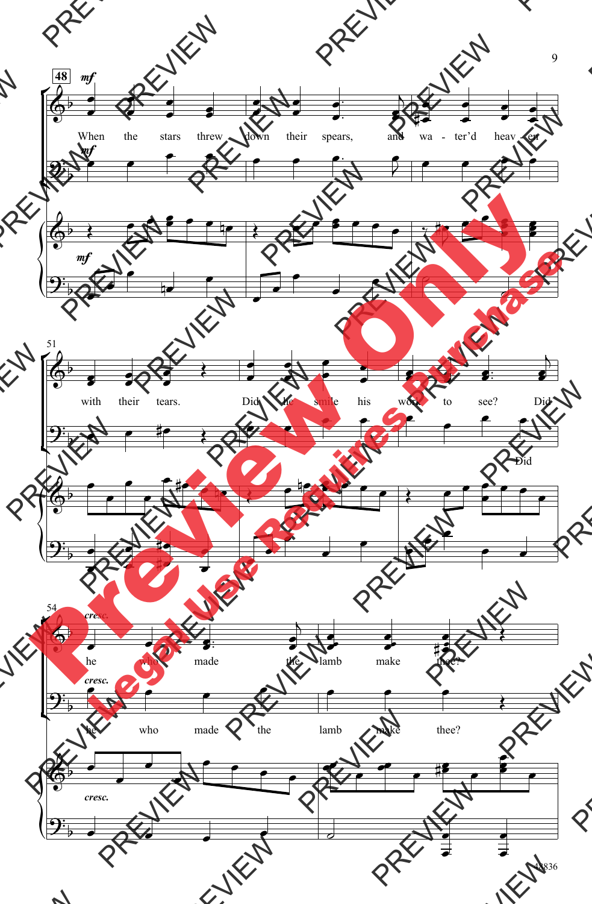48 *mf*

When the stars threw down their spears, and wa - ter'd heav - en

51

with their tears. Did he smile his work to see? Did

Did

54 *cresc.*

he who made the lamb make thee?

he who made the lamb make thee?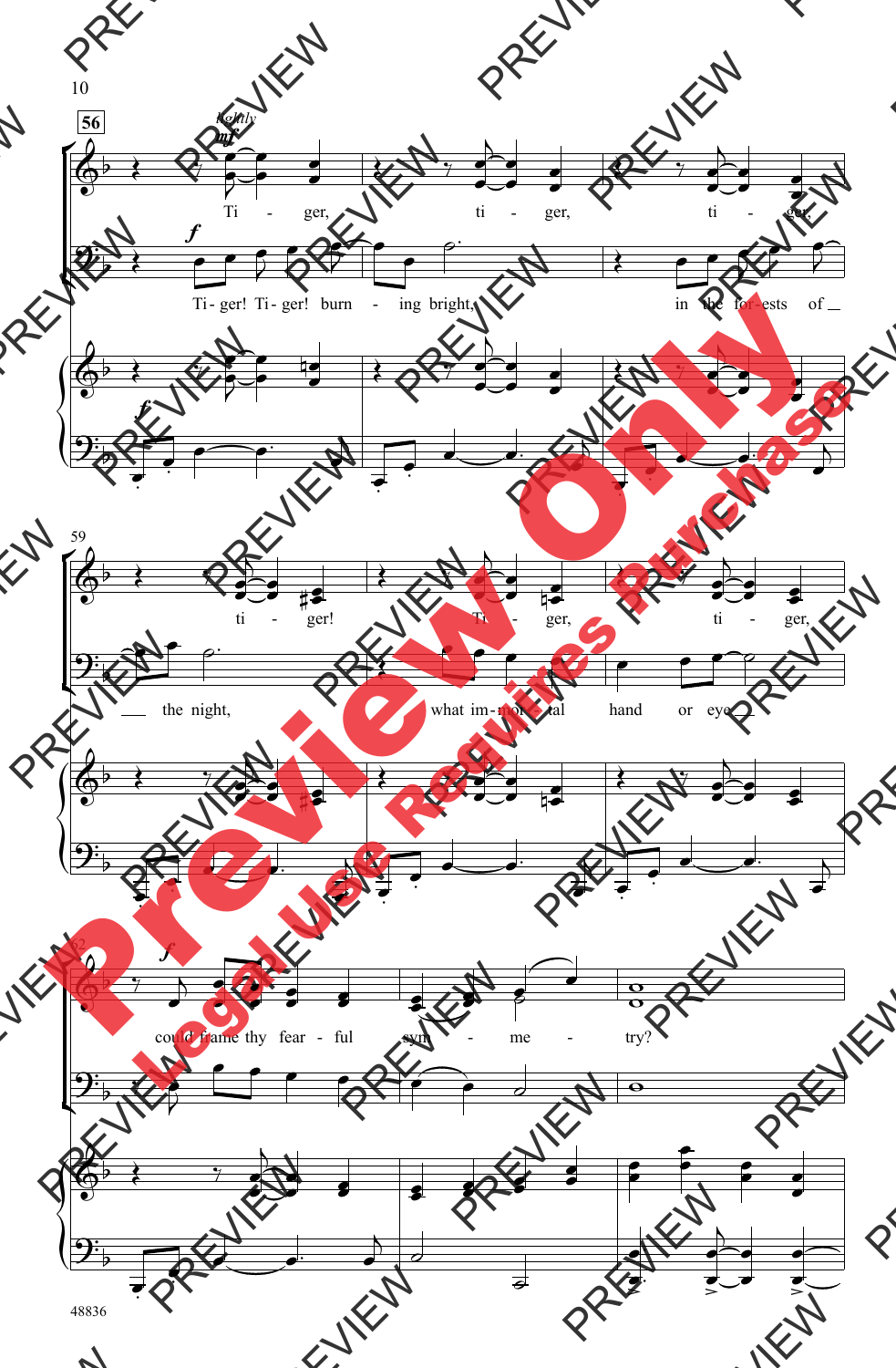Tiger, tiger, tiger, tiger! Tiger, tiger,

Tiger! Tiger! burning bright, in the forests of the night, what immortal hand or eye

could frame thy fearful symmetry?